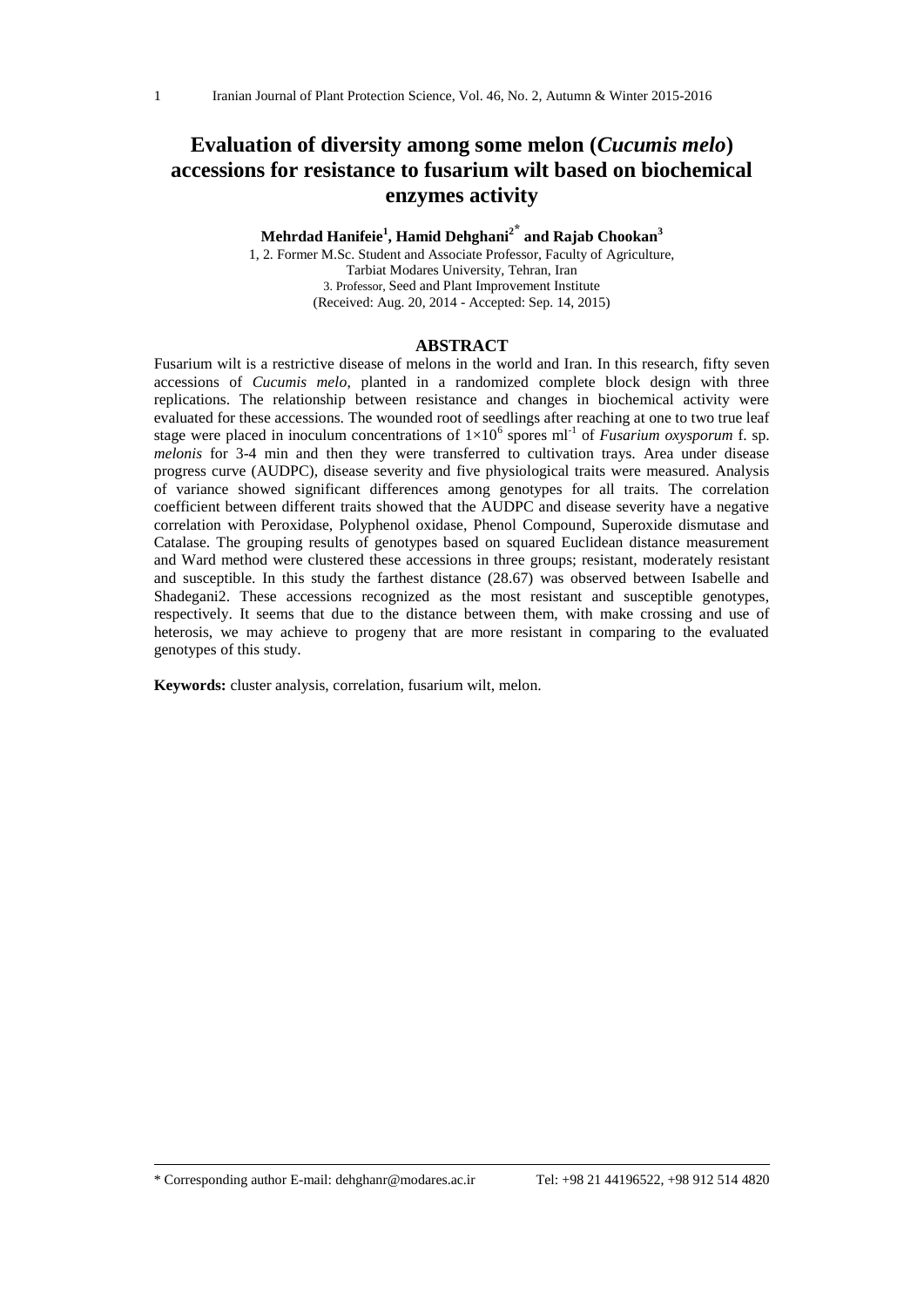# Evaluation of diversity among some melon (*Cucumis melo*) accessions for resistance to fusarium wilt based on biochemical enzymes activity

**Mehrdad Hanifeie[1], Hamid Dehghani[2*] and Rajab Chookan[3]**

1, 2. Former M.Sc. Student and Associate Professor, Faculty of Agriculture, Tarbiat Modares University, Tehran, Iran
3. Professor, Seed and Plant Improvement Institute
(Received: Aug. 20, 2014 - Accepted: Sep. 14, 2015)

## ABSTRACT

Fusarium wilt is a restrictive disease of melons in the world and Iran. In this research, fifty seven accessions of *Cucumis melo*, planted in a randomized complete block design with three replications. The relationship between resistance and changes in biochemical activity were evaluated for these accessions. The wounded root of seedlings after reaching at one to two true leaf stage were placed in inoculum concentrations of $1\times10^6$ spores $ml^{-1}$ of *Fusarium oxysporum* f. sp. *melonis* for 3-4 min and then they were transferred to cultivation trays. Area under disease progress curve (AUDPC), disease severity and five physiological traits were measured. Analysis of variance showed significant differences among genotypes for all traits. The correlation coefficient between different traits showed that the AUDPC and disease severity have a negative correlation with Peroxidase, Polyphenol oxidase, Phenol Compound, Superoxide dismutase and Catalase. The grouping results of genotypes based on squared Euclidean distance measurement and Ward method were clustered these accessions in three groups; resistant, moderately resistant and susceptible. In this study the farthest distance (28.67) was observed between Isabelle and Shadegani2. These accessions recognized as the most resistant and susceptible genotypes, respectively. It seems that due to the distance between them, with make crossing and use of heterosis, we may achieve to progeny that are more resistant in comparing to the evaluated genotypes of this study.

**Keywords:** cluster analysis, correlation, fusarium wilt, melon.

---

\* Corresponding author E-mail: dehghanr@modares.ac.ir Tel: +98 21 44196522, +98 912 514 4820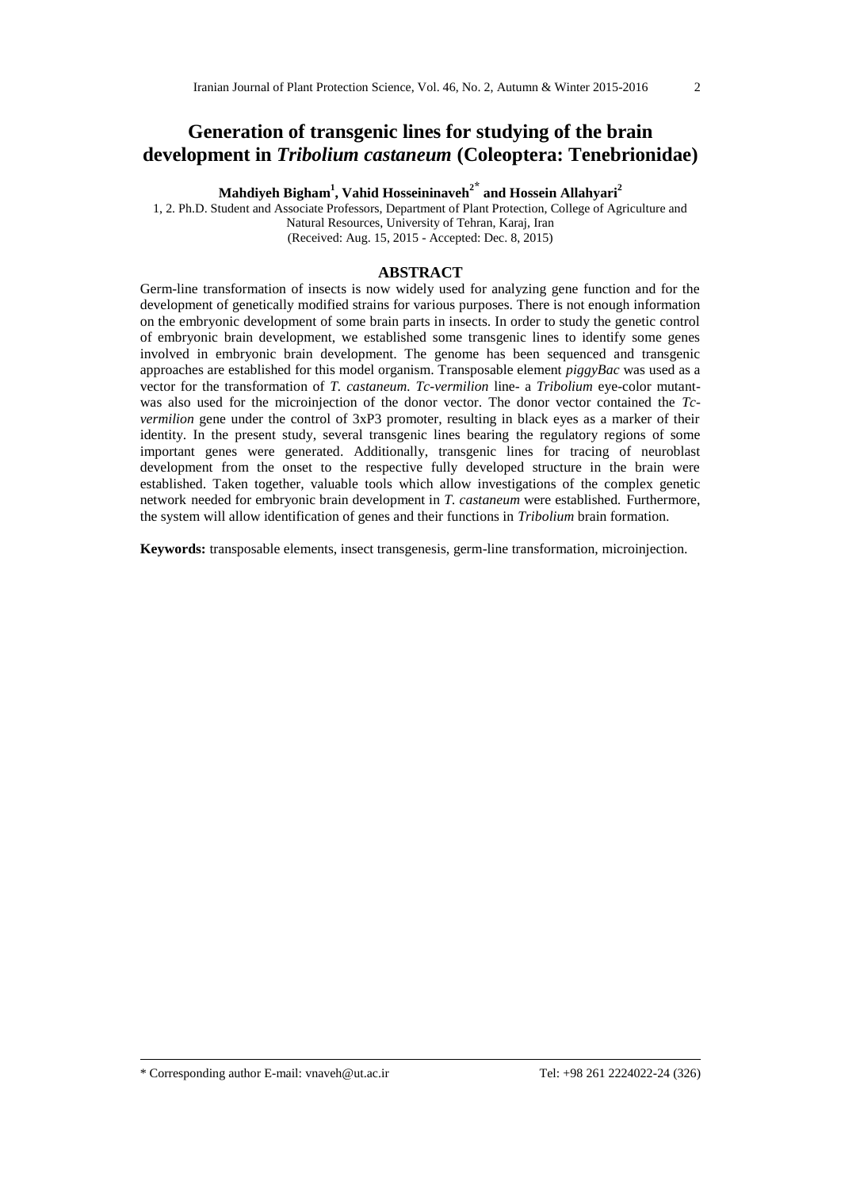# Generation of transgenic lines for studying of the brain development in *Tribolium castaneum* (Coleoptera: Tenebrionidae)

**Mahdiyeh Bigham[1], Vahid Hosseininaveh[2*] and Hossein Allahyari[2]**

1, 2. Ph.D. Student and Associate Professors, Department of Plant Protection, College of Agriculture and Natural Resources, University of Tehran, Karaj, Iran

(Received: Aug. 15, 2015 - Accepted: Dec. 8, 2015)

## ABSTRACT

Germ-line transformation of insects is now widely used for analyzing gene function and for the development of genetically modified strains for various purposes. There is not enough information on the embryonic development of some brain parts in insects. In order to study the genetic control of embryonic brain development, we established some transgenic lines to identify some genes involved in embryonic brain development. The genome has been sequenced and transgenic approaches are established for this model organism. Transposable element *piggyBac* was used as a vector for the transformation of *T. castaneum*. *Tc-vermilion* line- a *Tribolium* eye-color mutant- was also used for the microinjection of the donor vector. The donor vector contained the *Tc-vermilion* gene under the control of 3xP3 promoter, resulting in black eyes as a marker of their identity. In the present study, several transgenic lines bearing the regulatory regions of some important genes were generated. Additionally, transgenic lines for tracing of neuroblast development from the onset to the respective fully developed structure in the brain were established. Taken together, valuable tools which allow investigations of the complex genetic network needed for embryonic brain development in *T. castaneum* were established. Furthermore, the system will allow identification of genes and their functions in *Tribolium* brain formation.

**Keywords:** transposable elements, insect transgenesis, germ-line transformation, microinjection.

\* Corresponding author E-mail: vnaveh@ut.ac.ir Tel: +98 261 2224022-24 (326)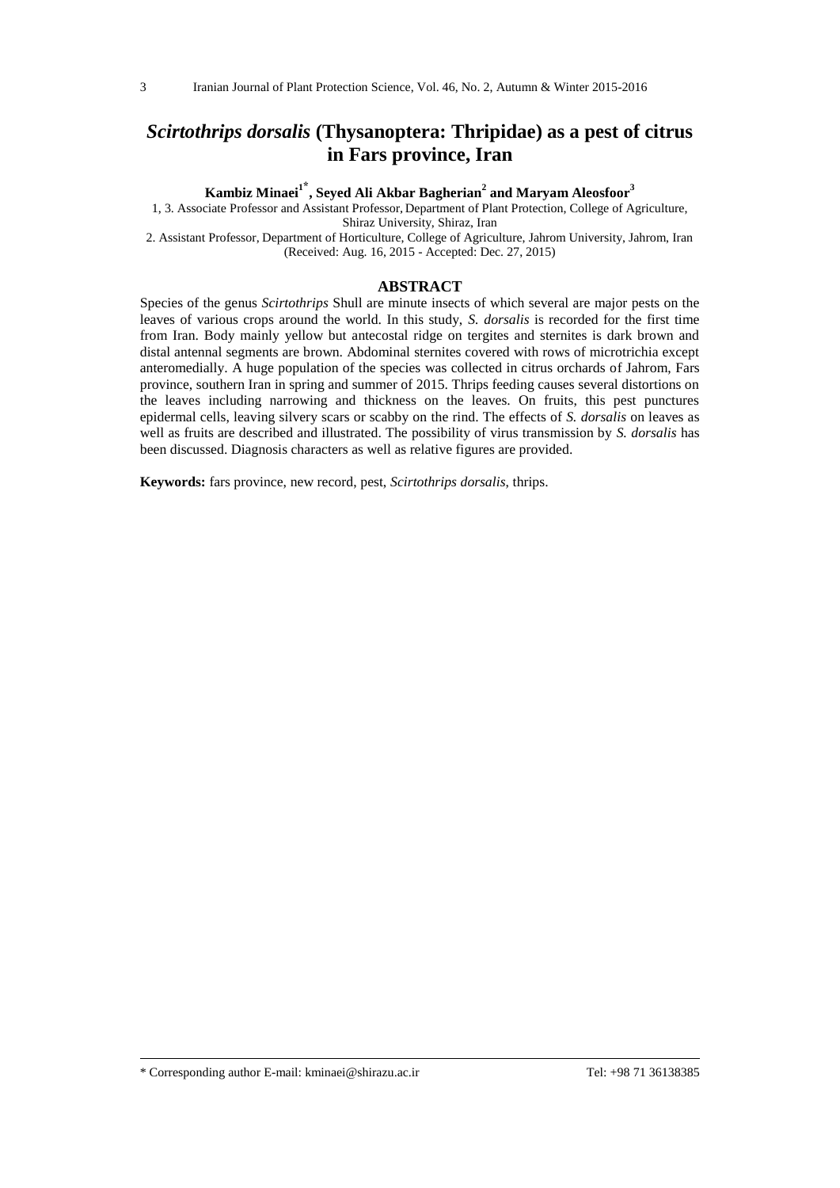# *Scirtothrips dorsalis* (Thysanoptera: Thripidae) as a pest of citrus in Fars province, Iran

**Kambiz Minaei[1*], Seyed Ali Akbar Bagherian[2] and Maryam Aleosfoor[3]**

1, 3. Associate Professor and Assistant Professor, Department of Plant Protection, College of Agriculture, Shiraz University, Shiraz, Iran

2. Assistant Professor, Department of Horticulture, College of Agriculture, Jahrom University, Jahrom, Iran

(Received: Aug. 16, 2015 - Accepted: Dec. 27, 2015)

## ABSTRACT

Species of the genus *Scirtothrips* Shull are minute insects of which several are major pests on the leaves of various crops around the world. In this study, *S. dorsalis* is recorded for the first time from Iran. Body mainly yellow but antecostal ridge on tergites and sternites is dark brown and distal antennal segments are brown. Abdominal sternites covered with rows of microtrichia except anteromedially. A huge population of the species was collected in citrus orchards of Jahrom, Fars province, southern Iran in spring and summer of 2015. Thrips feeding causes several distortions on the leaves including narrowing and thickness on the leaves. On fruits, this pest punctures epidermal cells, leaving silvery scars or scabby on the rind. The effects of *S. dorsalis* on leaves as well as fruits are described and illustrated. The possibility of virus transmission by *S. dorsalis* has been discussed. Diagnosis characters as well as relative figures are provided.

**Keywords:** fars province, new record, pest, *Scirtothrips dorsalis*, thrips.

---

\* Corresponding author E-mail: kminaei@shirazu.ac.ir    Tel: +98 71 36138385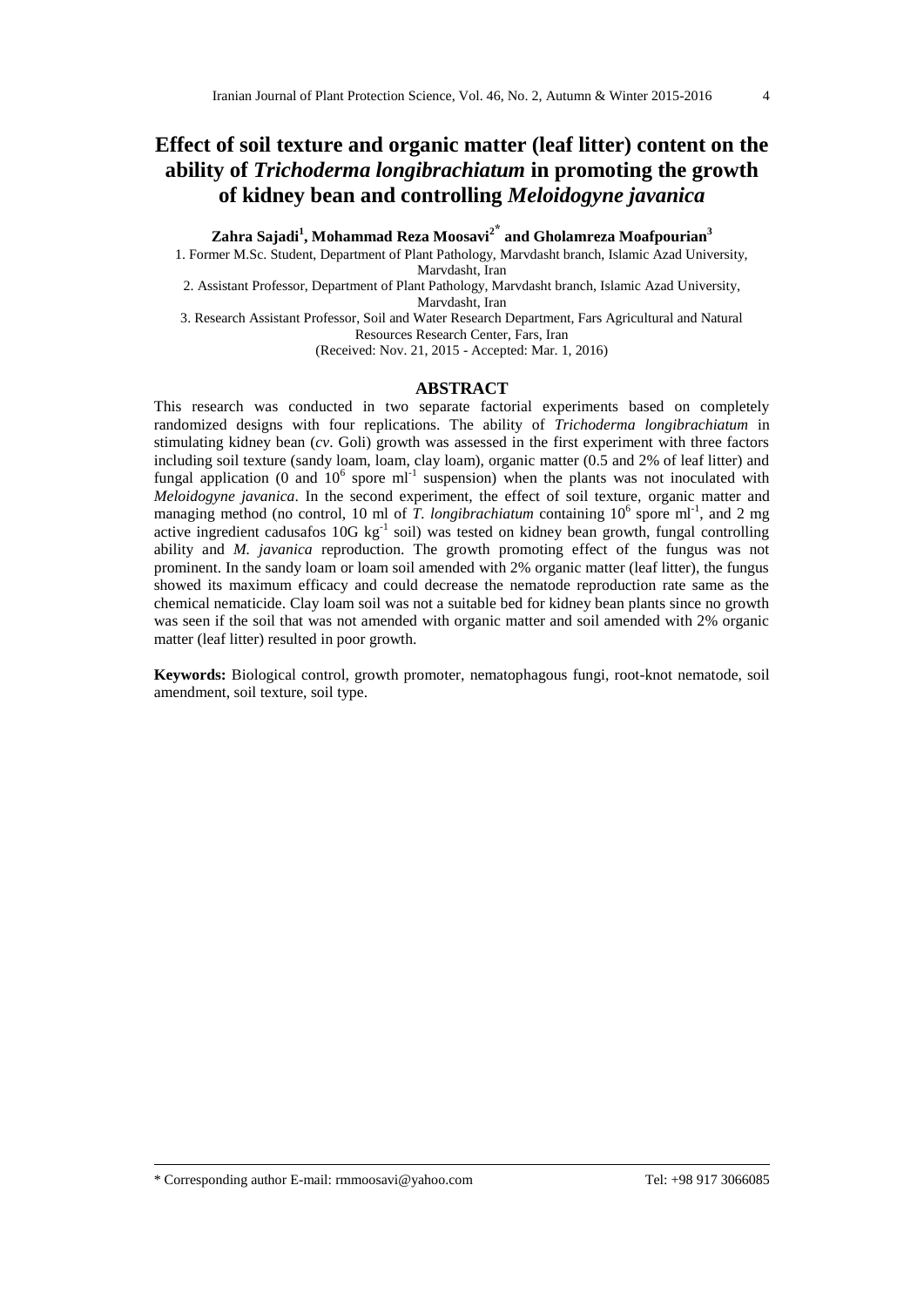# Effect of soil texture and organic matter (leaf litter) content on the ability of *Trichoderma longibrachiatum* in promoting the growth of kidney bean and controlling *Meloidogyne javanica*

**Zahra Sajadi[1], Mohammad Reza Moosavi[2*] and Gholamreza Moafpourian[3]**

1. Former M.Sc. Student, Department of Plant Pathology, Marvdasht branch, Islamic Azad University, Marvdasht, Iran

2. Assistant Professor, Department of Plant Pathology, Marvdasht branch, Islamic Azad University, Marvdasht, Iran

3. Research Assistant Professor, Soil and Water Research Department, Fars Agricultural and Natural Resources Research Center, Fars, Iran

(Received: Nov. 21, 2015 - Accepted: Mar. 1, 2016)

## ABSTRACT

This research was conducted in two separate factorial experiments based on completely randomized designs with four replications. The ability of *Trichoderma longibrachiatum* in stimulating kidney bean (*cv*. Goli) growth was assessed in the first experiment with three factors including soil texture (sandy loam, loam, clay loam), organic matter (0.5 and 2% of leaf litter) and fungal application (0 and $10^6$ spore $ml^{-1}$ suspension) when the plants was not inoculated with *Meloidogyne javanica*. In the second experiment, the effect of soil texture, organic matter and managing method (no control, 10 ml of *T. longibrachiatum* containing $10^6$ spore $ml^{-1}$, and 2 mg active ingredient cadusafos 10G $kg^{-1}$ soil) was tested on kidney bean growth, fungal controlling ability and *M. javanica* reproduction. The growth promoting effect of the fungus was not prominent. In the sandy loam or loam soil amended with 2% organic matter (leaf litter), the fungus showed its maximum efficacy and could decrease the nematode reproduction rate same as the chemical nematicide. Clay loam soil was not a suitable bed for kidney bean plants since no growth was seen if the soil that was not amended with organic matter and soil amended with 2% organic matter (leaf litter) resulted in poor growth.

**Keywords:** Biological control, growth promoter, nematophagous fungi, root-knot nematode, soil amendment, soil texture, soil type.

---

\* Corresponding author E-mail: rmmoosavi@yahoo.com Tel: +98 917 3066085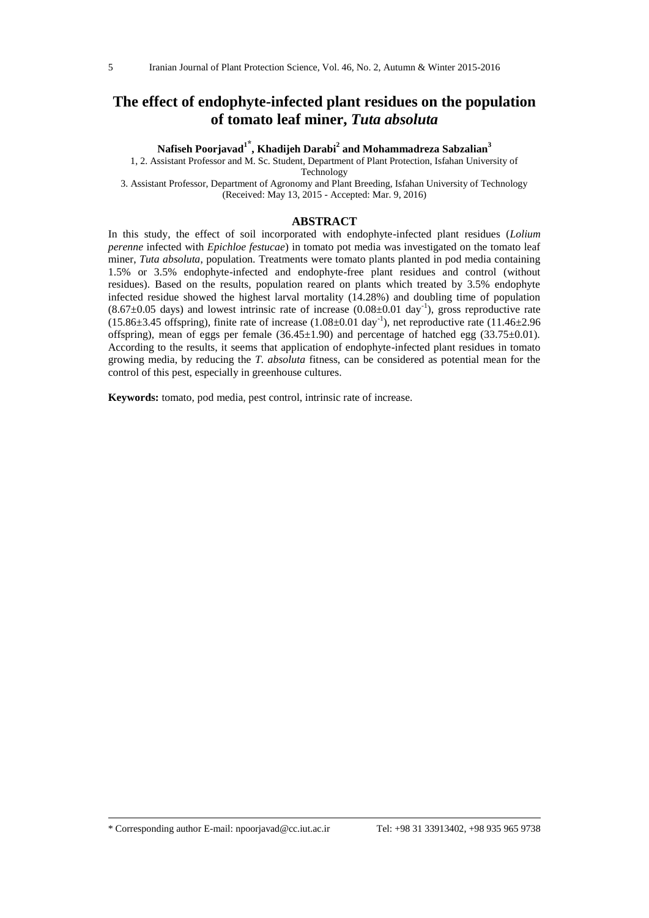# The effect of endophyte-infected plant residues on the population of tomato leaf miner, *Tuta absoluta*

**Nafiseh Poorjavad[1*], Khadijeh Darabi[2] and Mohammadreza Sabzalian[3]**

1, 2. Assistant Professor and M. Sc. Student, Department of Plant Protection, Isfahan University of Technology

3. Assistant Professor, Department of Agronomy and Plant Breeding, Isfahan University of Technology

(Received: May 13, 2015 - Accepted: Mar. 9, 2016)

## ABSTRACT

In this study, the effect of soil incorporated with endophyte-infected plant residues (*Lolium perenne* infected with *Epichloe festucae*) in tomato pot media was investigated on the tomato leaf miner, *Tuta absoluta*, population. Treatments were tomato plants planted in pod media containing 1.5% or 3.5% endophyte-infected and endophyte-free plant residues and control (without residues). Based on the results, population reared on plants which treated by 3.5% endophyte infected residue showed the highest larval mortality (14.28%) and doubling time of population (8.67±0.05 days) and lowest intrinsic rate of increase (0.08±0.01 day$^{-1}$), gross reproductive rate (15.86±3.45 offspring), finite rate of increase (1.08±0.01 day$^{-1}$), net reproductive rate (11.46±2.96 offspring), mean of eggs per female (36.45±1.90) and percentage of hatched egg (33.75±0.01). According to the results, it seems that application of endophyte-infected plant residues in tomato growing media, by reducing the *T. absoluta* fitness, can be considered as potential mean for the control of this pest, especially in greenhouse cultures.

**Keywords:** tomato, pod media, pest control, intrinsic rate of increase.

---

\* Corresponding author E-mail: npoorjavad@cc.iut.ac.ir Tel: +98 31 33913402, +98 935 965 9738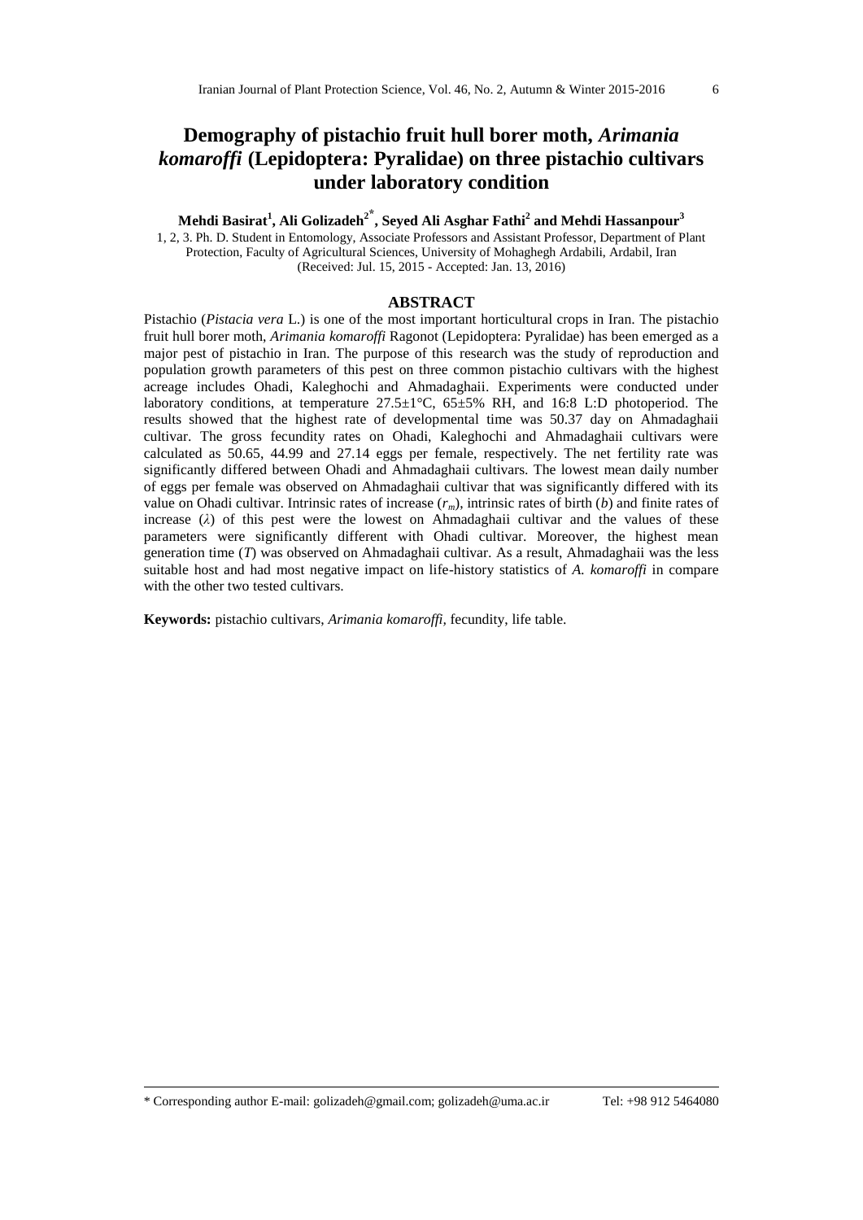# Demography of pistachio fruit hull borer moth, *Arimania komaroffi* (Lepidoptera: Pyralidae) on three pistachio cultivars under laboratory condition

**Mehdi Basirat[1], Ali Golizadeh[2*], Seyed Ali Asghar Fathi[2] and Mehdi Hassanpour[3]**

1, 2, 3. Ph. D. Student in Entomology, Associate Professors and Assistant Professor, Department of Plant Protection, Faculty of Agricultural Sciences, University of Mohaghegh Ardabili, Ardabil, Iran

(Received: Jul. 15, 2015 - Accepted: Jan. 13, 2016)

## ABSTRACT

Pistachio (*Pistacia vera* L.) is one of the most important horticultural crops in Iran. The pistachio fruit hull borer moth, *Arimania komaroffi* Ragonot (Lepidoptera: Pyralidae) has been emerged as a major pest of pistachio in Iran. The purpose of this research was the study of reproduction and population growth parameters of this pest on three common pistachio cultivars with the highest acreage includes Ohadi, Kaleghochi and Ahmadaghaii. Experiments were conducted under laboratory conditions, at temperature 27.5±1°C, 65±5% RH, and 16:8 L:D photoperiod. The results showed that the highest rate of developmental time was 50.37 day on Ahmadaghaii cultivar. The gross fecundity rates on Ohadi, Kaleghochi and Ahmadaghaii cultivars were calculated as 50.65, 44.99 and 27.14 eggs per female, respectively. The net fertility rate was significantly differed between Ohadi and Ahmadaghaii cultivars. The lowest mean daily number of eggs per female was observed on Ahmadaghaii cultivar that was significantly differed with its value on Ohadi cultivar. Intrinsic rates of increase ($r_m$), intrinsic rates of birth ($b$) and finite rates of increase ($\lambda$) of this pest were the lowest on Ahmadaghaii cultivar and the values of these parameters were significantly different with Ohadi cultivar. Moreover, the highest mean generation time ($T$) was observed on Ahmadaghaii cultivar. As a result, Ahmadaghaii was the less suitable host and had most negative impact on life-history statistics of *A. komaroffi* in compare with the other two tested cultivars.

**Keywords:** pistachio cultivars, *Arimania komaroffi*, fecundity, life table.

\* Corresponding author E-mail: golizadeh@gmail.com; golizadeh@uma.ac.ir Tel: +98 912 5464080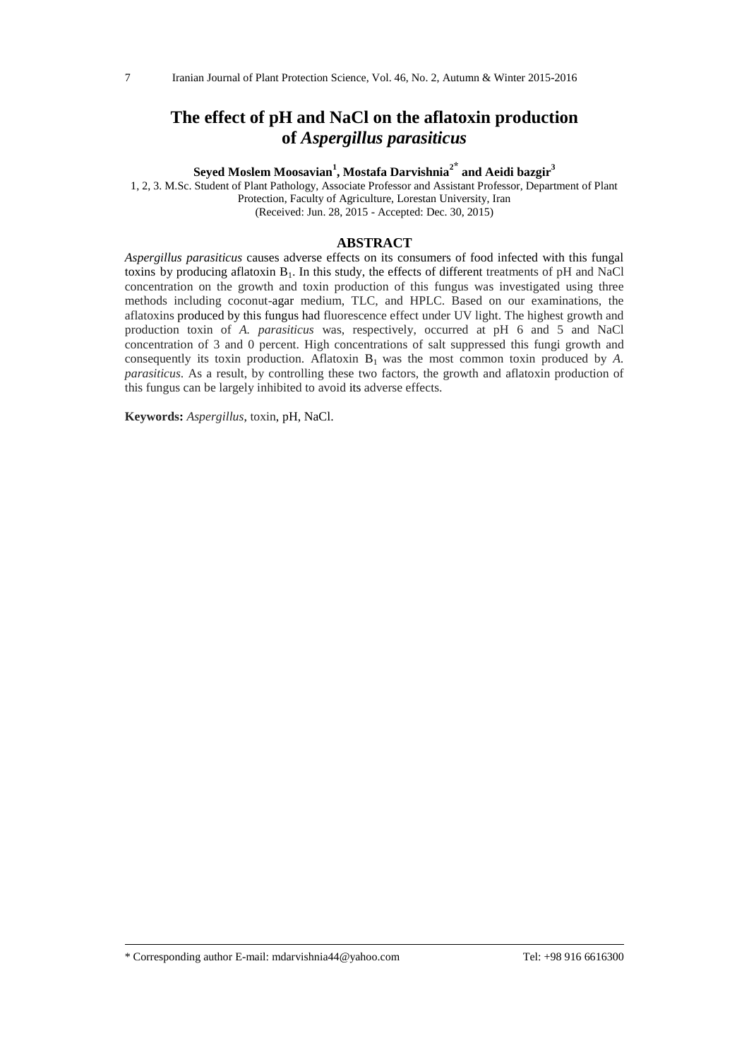# The effect of pH and NaCl on the aflatoxin production of *Aspergillus parasiticus*

**Seyed Moslem Moosavian[1], Mostafa Darvishnia[2*] and Aeidi bazgir[3]**

1, 2, 3. M.Sc. Student of Plant Pathology, Associate Professor and Assistant Professor, Department of Plant Protection, Faculty of Agriculture, Lorestan University, Iran

(Received: Jun. 28, 2015 - Accepted: Dec. 30, 2015)

## ABSTRACT

*Aspergillus parasiticus* causes adverse effects on its consumers of food infected with this fungal toxins by producing aflatoxin $B_1$. In this study, the effects of different treatments of pH and NaCl concentration on the growth and toxin production of this fungus was investigated using three methods including coconut-agar medium, TLC, and HPLC. Based on our examinations, the aflatoxins produced by this fungus had fluorescence effect under UV light. The highest growth and production toxin of *A. parasiticus* was, respectively, occurred at pH 6 and 5 and NaCl concentration of 3 and 0 percent. High concentrations of salt suppressed this fungi growth and consequently its toxin production. Aflatoxin $B_1$ was the most common toxin produced by *A. parasiticus*. As a result, by controlling these two factors, the growth and aflatoxin production of this fungus can be largely inhibited to avoid its adverse effects.

**Keywords:** *Aspergillus*, toxin, pH, NaCl.

---

\* Corresponding author E-mail: mdarvishnia44@yahoo.com Tel: +98 916 6616300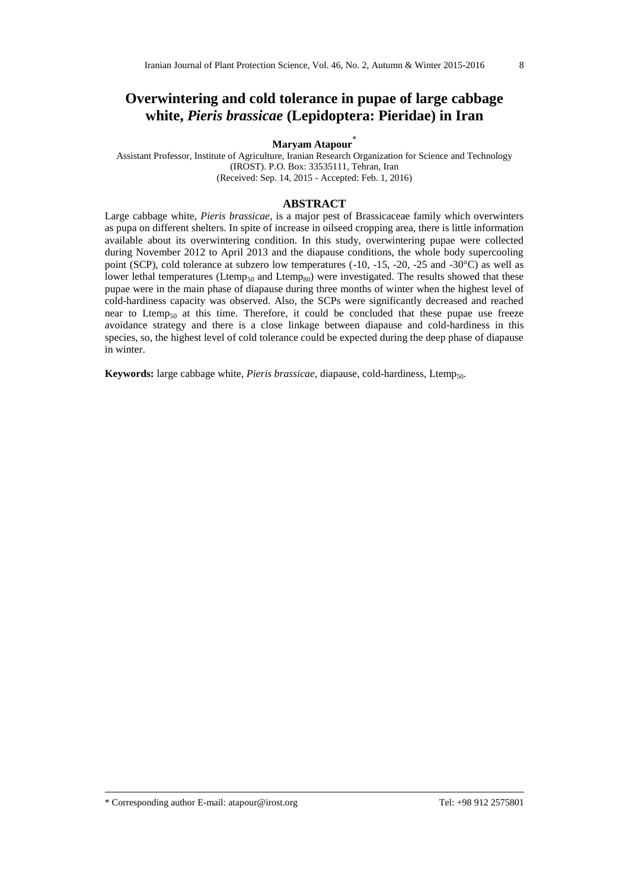# Overwintering and cold tolerance in pupae of large cabbage white, *Pieris brassicae* (Lepidoptera: Pieridae) in Iran

**Maryam Atapour***

Assistant Professor, Institute of Agriculture, Iranian Research Organization for Science and Technology (IROST). P.O. Box: 33535111, Tehran, Iran

(Received: Sep. 14, 2015 - Accepted: Feb. 1, 2016)

## ABSTRACT

Large cabbage white, *Pieris brassicae*, is a major pest of Brassicaceae family which overwinters as pupa on different shelters. In spite of increase in oilseed cropping area, there is little information available about its overwintering condition. In this study, overwintering pupae were collected during November 2012 to April 2013 and the diapause conditions, the whole body supercooling point (SCP), cold tolerance at subzero low temperatures (-10, -15, -20, -25 and -30°C) as well as lower lethal temperatures ($Ltemp_{50}$ and $Ltemp_{80}$) were investigated. The results showed that these pupae were in the main phase of diapause during three months of winter when the highest level of cold-hardiness capacity was observed. Also, the SCPs were significantly decreased and reached near to $Ltemp_{50}$ at this time. Therefore, it could be concluded that these pupae use freeze avoidance strategy and there is a close linkage between diapause and cold-hardiness in this species, so, the highest level of cold tolerance could be expected during the deep phase of diapause in winter.

**Keywords:** large cabbage white, *Pieris brassicae*, diapause, cold-hardiness, $Ltemp_{50}$.

---

\* Corresponding author E-mail: atapour@irost.org Tel: +98 912 2575801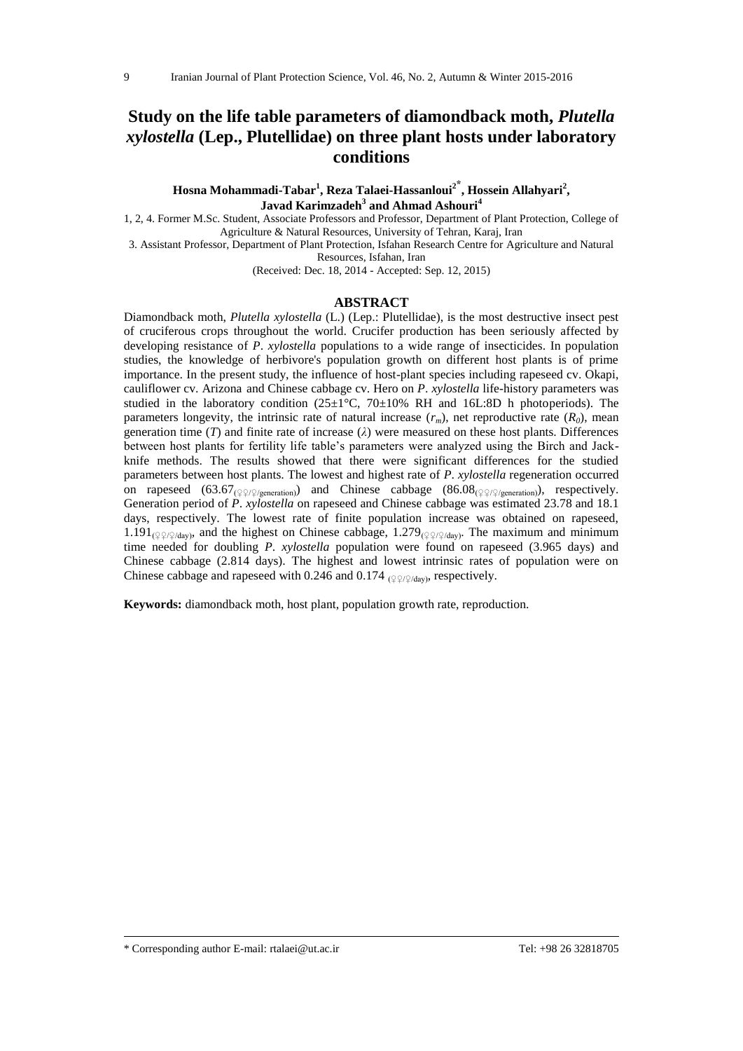# Study on the life table parameters of diamondback moth, *Plutella xylostella* (Lep., Plutellidae) on three plant hosts under laboratory conditions

**Hosna Mohammadi-Tabar[1], Reza Talaei-Hassanloui[2*], Hossein Allahyari[2], Javad Karimzadeh[3] and Ahmad Ashouri[4]**

1, 2, 4. Former M.Sc. Student, Associate Professors and Professor, Department of Plant Protection, College of Agriculture & Natural Resources, University of Tehran, Karaj, Iran

3. Assistant Professor, Department of Plant Protection, Isfahan Research Centre for Agriculture and Natural Resources, Isfahan, Iran

(Received: Dec. 18, 2014 - Accepted: Sep. 12, 2015)

## ABSTRACT

Diamondback moth, *Plutella xylostella* (L.) (Lep.: Plutellidae), is the most destructive insect pest of cruciferous crops throughout the world. Crucifer production has been seriously affected by developing resistance of *P. xylostella* populations to a wide range of insecticides. In population studies, the knowledge of herbivore's population growth on different host plants is of prime importance. In the present study, the influence of host-plant species including rapeseed cv. Okapi, cauliflower cv. Arizona and Chinese cabbage cv. Hero on *P. xylostella* life-history parameters was studied in the laboratory condition (25±1°C, 70±10% RH and 16L:8D h photoperiods). The parameters longevity, the intrinsic rate of natural increase ($r_m$), net reproductive rate ($R_0$), mean generation time ($T$) and finite rate of increase ($\lambda$) were measured on these host plants. Differences between host plants for fertility life table's parameters were analyzed using the Birch and Jack-knife methods. The results showed that there were significant differences for the studied parameters between host plants. The lowest and highest rate of *P. xylostella* regeneration occurred on rapeseed ($63.67_{(♀♀/♀/\text{generation})}$) and Chinese cabbage ($86.08_{(♀♀/♀/\text{generation})}$), respectively. Generation period of *P. xylostella* on rapeseed and Chinese cabbage was estimated 23.78 and 18.1 days, respectively. The lowest rate of finite population increase was obtained on rapeseed, $1.191_{(♀♀/♀/\text{day})}$, and the highest on Chinese cabbage, $1.279_{(♀♀/♀/\text{day})}$. The maximum and minimum time needed for doubling *P. xylostella* population were found on rapeseed (3.965 days) and Chinese cabbage (2.814 days). The highest and lowest intrinsic rates of population were on Chinese cabbage and rapeseed with 0.246 and 0.174 $_{(♀♀/♀/\text{day})}$, respectively.

**Keywords:** diamondback moth, host plant, population growth rate, reproduction.

---

\* Corresponding author E-mail: rtalaei@ut.ac.ir Tel: +98 26 32818705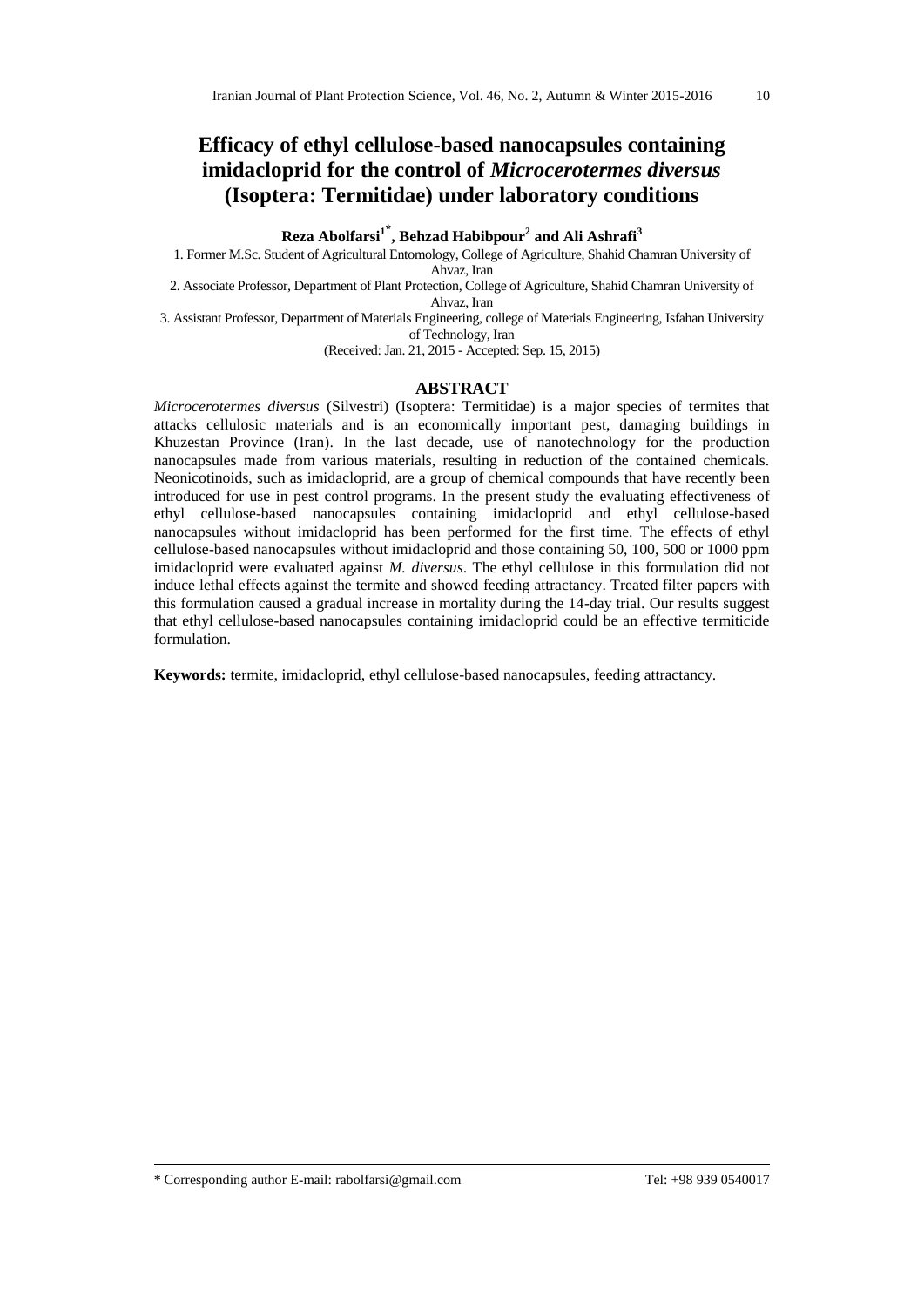# Efficacy of ethyl cellulose-based nanocapsules containing imidacloprid for the control of *Microcerotermes diversus* (Isoptera: Termitidae) under laboratory conditions

**Reza Abolfarsi[1*], Behzad Habibpour[2] and Ali Ashrafi[3]**

1. Former M.Sc. Student of Agricultural Entomology, College of Agriculture, Shahid Chamran University of Ahvaz, Iran
2. Associate Professor, Department of Plant Protection, College of Agriculture, Shahid Chamran University of Ahvaz, Iran
3. Assistant Professor, Department of Materials Engineering, college of Materials Engineering, Isfahan University of Technology, Iran

(Received: Jan. 21, 2015 - Accepted: Sep. 15, 2015)

## ABSTRACT

*Microcerotermes diversus* (Silvestri) (Isoptera: Termitidae) is a major species of termites that attacks cellulosic materials and is an economically important pest, damaging buildings in Khuzestan Province (Iran). In the last decade, use of nanotechnology for the production nanocapsules made from various materials, resulting in reduction of the contained chemicals. Neonicotinoids, such as imidacloprid, are a group of chemical compounds that have recently been introduced for use in pest control programs. In the present study the evaluating effectiveness of ethyl cellulose-based nanocapsules containing imidacloprid and ethyl cellulose-based nanocapsules without imidacloprid has been performed for the first time. The effects of ethyl cellulose-based nanocapsules without imidacloprid and those containing 50, 100, 500 or 1000 ppm imidacloprid were evaluated against *M. diversus*. The ethyl cellulose in this formulation did not induce lethal effects against the termite and showed feeding attractancy. Treated filter papers with this formulation caused a gradual increase in mortality during the 14-day trial. Our results suggest that ethyl cellulose-based nanocapsules containing imidacloprid could be an effective termiticide formulation.

**Keywords:** termite, imidacloprid, ethyl cellulose-based nanocapsules, feeding attractancy.

---

\* Corresponding author E-mail: rabolfarsi@gmail.com Tel: +98 939 0540017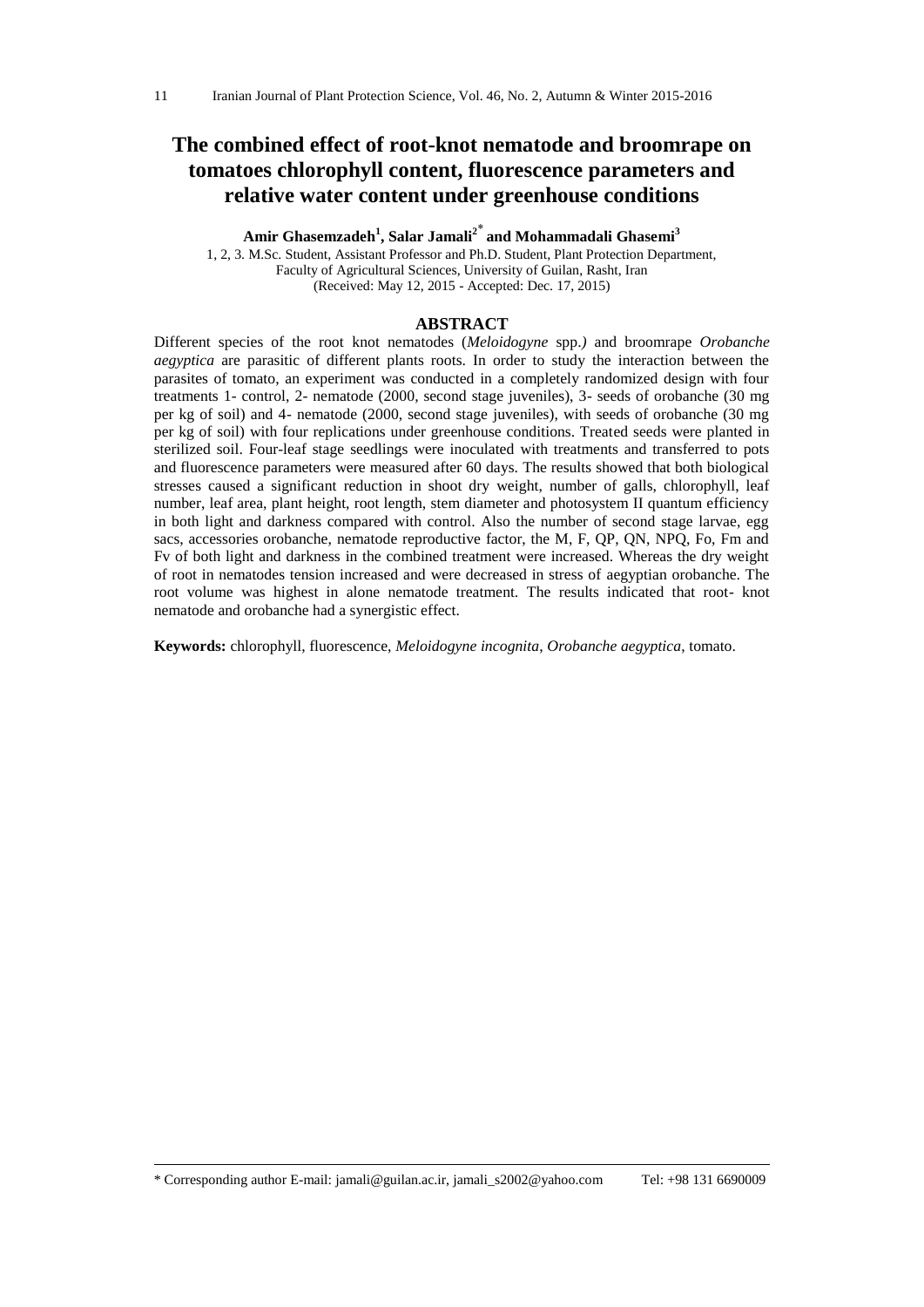# The combined effect of root-knot nematode and broomrape on tomatoes chlorophyll content, fluorescence parameters and relative water content under greenhouse conditions

**Amir Ghasemzadeh[1], Salar Jamali[2*] and Mohammadali Ghasemi[3]**

1, 2, 3. M.Sc. Student, Assistant Professor and Ph.D. Student, Plant Protection Department, Faculty of Agricultural Sciences, University of Guilan, Rasht, Iran

(Received: May 12, 2015 - Accepted: Dec. 17, 2015)

## ABSTRACT

Different species of the root knot nematodes (*Meloidogyne* spp.*)* and broomrape *Orobanche aegyptica* are parasitic of different plants roots. In order to study the interaction between the parasites of tomato, an experiment was conducted in a completely randomized design with four treatments 1- control, 2- nematode (2000, second stage juveniles), 3- seeds of orobanche (30 mg per kg of soil) and 4- nematode (2000, second stage juveniles), with seeds of orobanche (30 mg per kg of soil) with four replications under greenhouse conditions. Treated seeds were planted in sterilized soil. Four-leaf stage seedlings were inoculated with treatments and transferred to pots and fluorescence parameters were measured after 60 days. The results showed that both biological stresses caused a significant reduction in shoot dry weight, number of galls, chlorophyll, leaf number, leaf area, plant height, root length, stem diameter and photosystem II quantum efficiency in both light and darkness compared with control. Also the number of second stage larvae, egg sacs, accessories orobanche, nematode reproductive factor, the M, F, QP, QN, NPQ, Fo, Fm and Fv of both light and darkness in the combined treatment were increased. Whereas the dry weight of root in nematodes tension increased and were decreased in stress of aegyptian orobanche. The root volume was highest in alone nematode treatment. The results indicated that root- knot nematode and orobanche had a synergistic effect.

**Keywords:** chlorophyll, fluorescence, *Meloidogyne incognita*, *Orobanche aegyptica*, tomato.

* Corresponding author E-mail: jamali@guilan.ac.ir, jamali_s2002@yahoo.com Tel: +98 131 6690009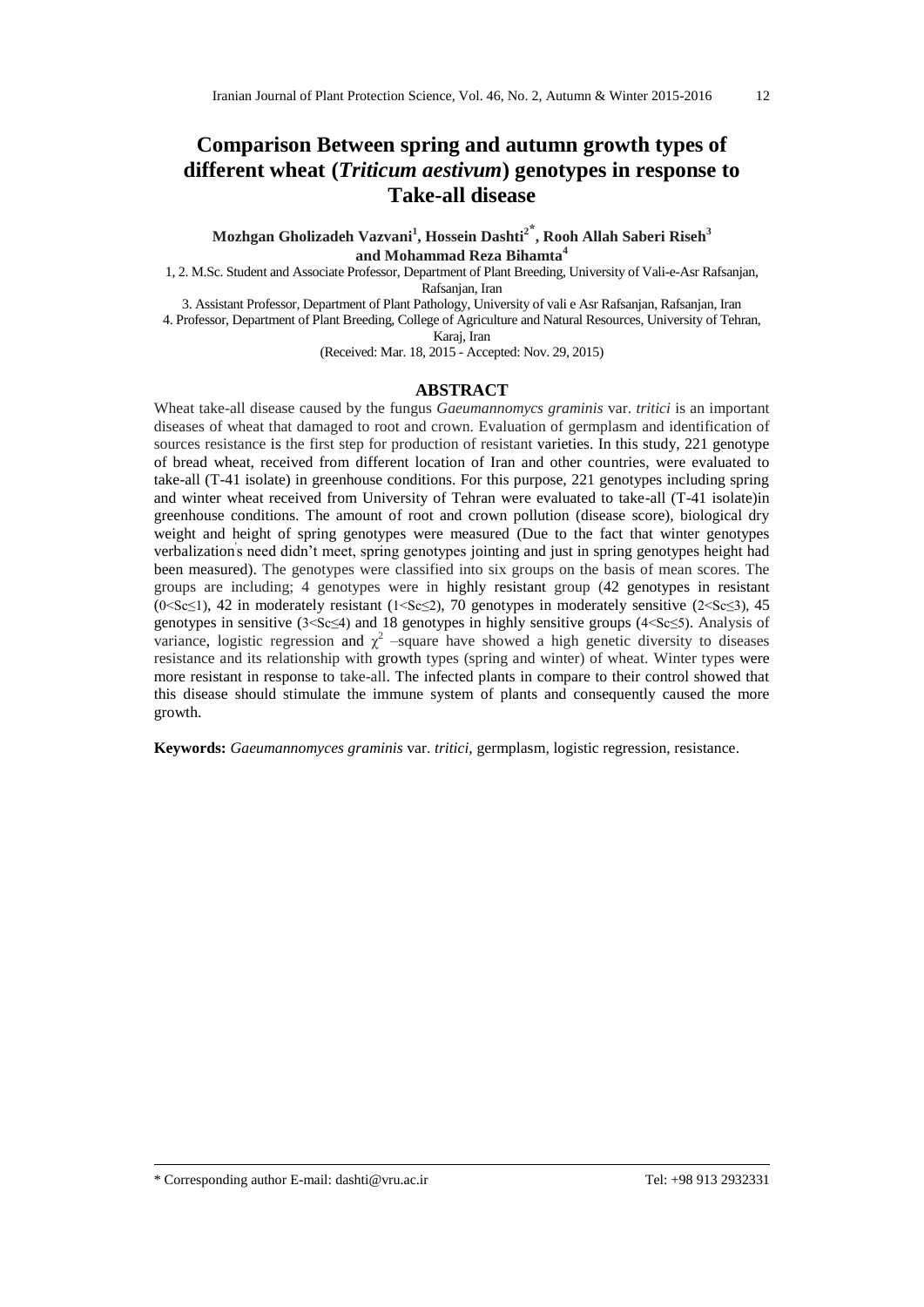# Comparison Between spring and autumn growth types of different wheat (*Triticum aestivum*) genotypes in response to Take-all disease

**Mozhgan Gholizadeh Vazvani[1], Hossein Dashti[2*], Rooh Allah Saberi Riseh[3] and Mohammad Reza Bihamta[4]**

1, 2. M.Sc. Student and Associate Professor, Department of Plant Breeding, University of Vali-e-Asr Rafsanjan, Rafsanjan, Iran

3. Assistant Professor, Department of Plant Pathology, University of vali e Asr Rafsanjan, Rafsanjan, Iran

4. Professor, Department of Plant Breeding, College of Agriculture and Natural Resources, University of Tehran, Karaj, Iran

(Received: Mar. 18, 2015 - Accepted: Nov. 29, 2015)

## ABSTRACT

Wheat take-all disease caused by the fungus *Gaeumannomycs graminis* var. *tritici* is an important diseases of wheat that damaged to root and crown. Evaluation of germplasm and identification of sources resistance is the first step for production of resistant varieties. In this study, 221 genotype of bread wheat, received from different location of Iran and other countries, were evaluated to take-all (T-41 isolate) in greenhouse conditions. For this purpose, 221 genotypes including spring and winter wheat received from University of Tehran were evaluated to take-all (T-41 isolate)in greenhouse conditions. The amount of root and crown pollution (disease score), biological dry weight and height of spring genotypes were measured (Due to the fact that winter genotypes verbalization's need didn't meet, spring genotypes jointing and just in spring genotypes height had been measured). The genotypes were classified into six groups on the basis of mean scores. The groups are including; 4 genotypes were in highly resistant group (42 genotypes in resistant ($0<Sc\leq1$), 42 in moderately resistant ($1<Sc\leq2$), 70 genotypes in moderately sensitive ($2<Sc\leq3$), 45 genotypes in sensitive ($3<Sc\leq4$) and 18 genotypes in highly sensitive groups ($4<Sc\leq5$). Analysis of variance, logistic regression and $\chi^2$ –square have showed a high genetic diversity to diseases resistance and its relationship with growth types (spring and winter) of wheat. Winter types were more resistant in response to take-all. The infected plants in compare to their control showed that this disease should stimulate the immune system of plants and consequently caused the more growth.

**Keywords:** *Gaeumannomyces graminis* var. *tritici*, germplasm, logistic regression, resistance.

---

\* Corresponding author E-mail: dashti@vru.ac.ir  Tel: +98 913 2932331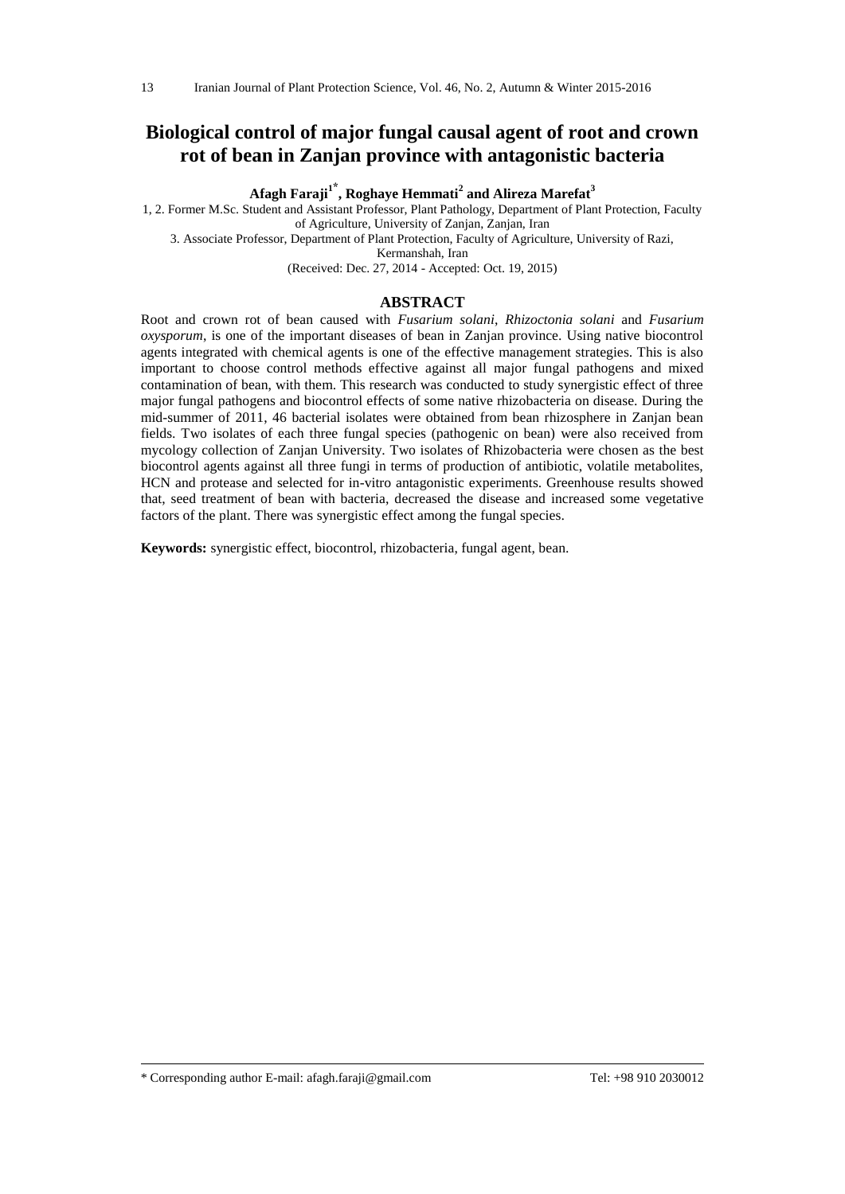# Biological control of major fungal causal agent of root and crown rot of bean in Zanjan province with antagonistic bacteria

**Afagh Faraji[1*], Roghaye Hemmati[2] and Alireza Marefat[3]**

1, 2. Former M.Sc. Student and Assistant Professor, Plant Pathology, Department of Plant Protection, Faculty of Agriculture, University of Zanjan, Zanjan, Iran

3. Associate Professor, Department of Plant Protection, Faculty of Agriculture, University of Razi, Kermanshah, Iran

(Received: Dec. 27, 2014 - Accepted: Oct. 19, 2015)

## ABSTRACT

Root and crown rot of bean caused with *Fusarium solani*, *Rhizoctonia solani* and *Fusarium oxysporum*, is one of the important diseases of bean in Zanjan province. Using native biocontrol agents integrated with chemical agents is one of the effective management strategies. This is also important to choose control methods effective against all major fungal pathogens and mixed contamination of bean, with them. This research was conducted to study synergistic effect of three major fungal pathogens and biocontrol effects of some native rhizobacteria on disease. During the mid-summer of 2011, 46 bacterial isolates were obtained from bean rhizosphere in Zanjan bean fields. Two isolates of each three fungal species (pathogenic on bean) were also received from mycology collection of Zanjan University. Two isolates of Rhizobacteria were chosen as the best biocontrol agents against all three fungi in terms of production of antibiotic, volatile metabolites, HCN and protease and selected for in-vitro antagonistic experiments. Greenhouse results showed that, seed treatment of bean with bacteria, decreased the disease and increased some vegetative factors of the plant. There was synergistic effect among the fungal species.

**Keywords:** synergistic effect, biocontrol, rhizobacteria, fungal agent, bean.

\* Corresponding author E-mail: afagh.faraji@gmail.com Tel: +98 910 2030012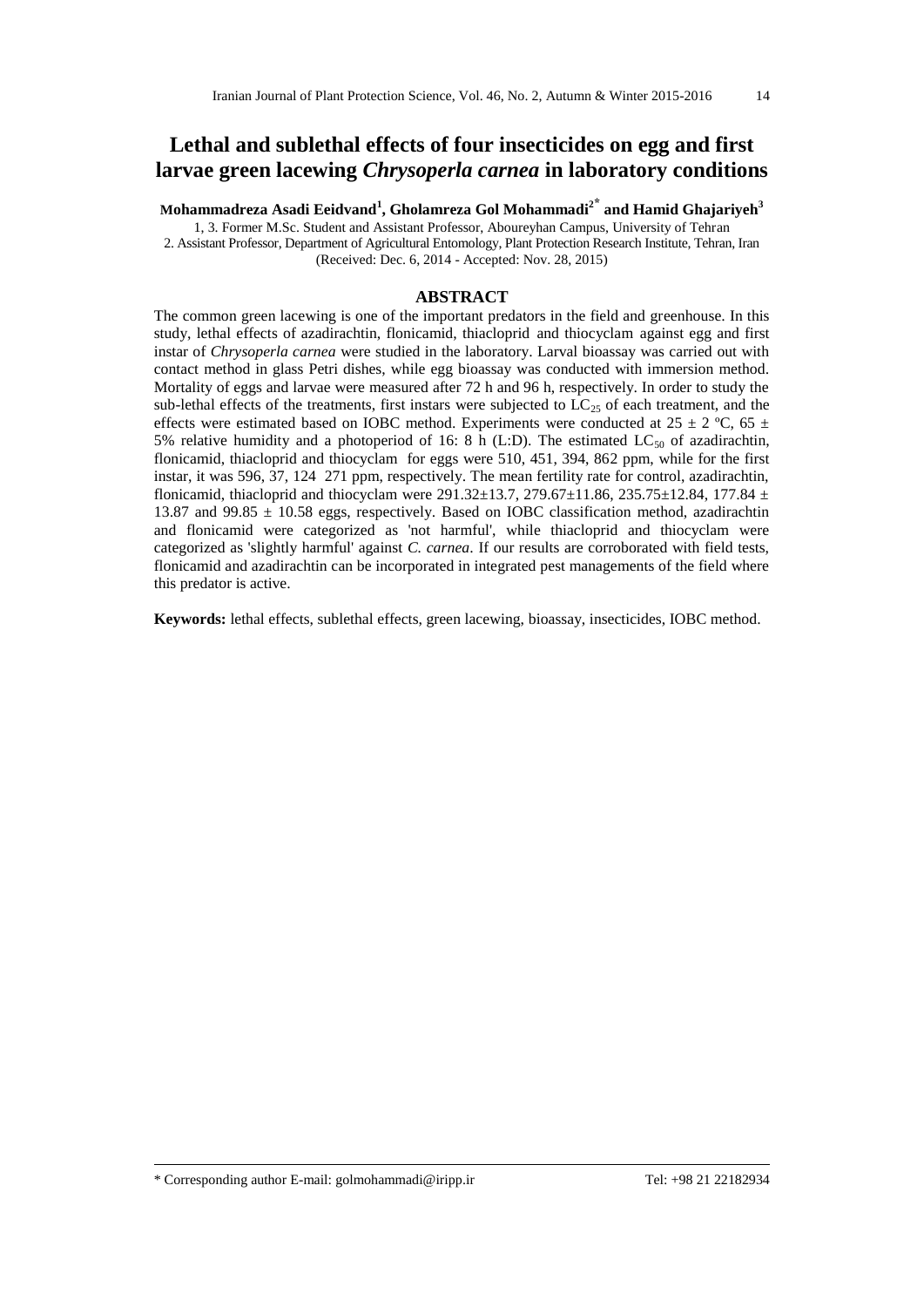# Lethal and sublethal effects of four insecticides on egg and first larvae green lacewing *Chrysoperla carnea* in laboratory conditions

**Mohammadreza Asadi Eeidvand[1], Gholamreza Gol Mohammadi[2*] and Hamid Ghajariyeh[3]**

1, 3. Former M.Sc. Student and Assistant Professor, Aboureyhan Campus, University of Tehran
2. Assistant Professor, Department of Agricultural Entomology, Plant Protection Research Institute, Tehran, Iran
(Received: Dec. 6, 2014 - Accepted: Nov. 28, 2015)

## ABSTRACT

The common green lacewing is one of the important predators in the field and greenhouse. In this study, lethal effects of azadirachtin, flonicamid, thiacloprid and thiocyclam against egg and first instar of *Chrysoperla carnea* were studied in the laboratory. Larval bioassay was carried out with contact method in glass Petri dishes, while egg bioassay was conducted with immersion method. Mortality of eggs and larvae were measured after 72 h and 96 h, respectively. In order to study the sub-lethal effects of the treatments, first instars were subjected to $LC_{25}$ of each treatment, and the effects were estimated based on IOBC method. Experiments were conducted at 25 ± 2 ºC, 65 ± 5% relative humidity and a photoperiod of 16: 8 h (L:D). The estimated $LC_{50}$ of azadirachtin, flonicamid, thiacloprid and thiocyclam for eggs were 510, 451, 394, 862 ppm, while for the first instar, it was 596, 37, 124 271 ppm, respectively. The mean fertility rate for control, azadirachtin, flonicamid, thiacloprid and thiocyclam were 291.32±13.7, 279.67±11.86, 235.75±12.84, 177.84 ± 13.87 and 99.85 ± 10.58 eggs, respectively. Based on IOBC classification method, azadirachtin and flonicamid were categorized as 'not harmful', while thiacloprid and thiocyclam were categorized as 'slightly harmful' against *C. carnea*. If our results are corroborated with field tests, flonicamid and azadirachtin can be incorporated in integrated pest managements of the field where this predator is active.

**Keywords:** lethal effects, sublethal effects, green lacewing, bioassay, insecticides, IOBC method.

---

\* Corresponding author E-mail: golmohammadi@iripp.ir Tel: +98 21 22182934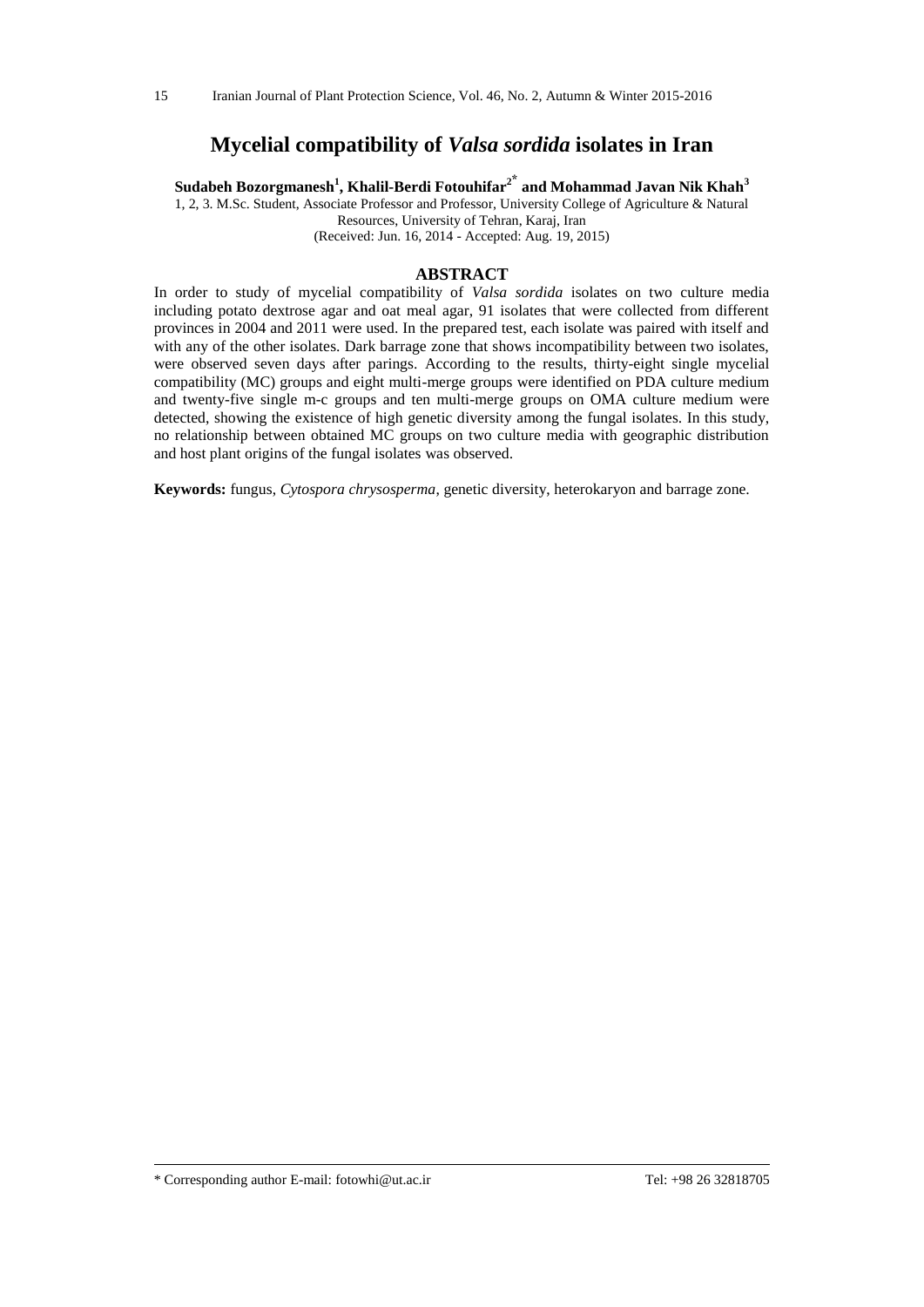# Mycelial compatibility of *Valsa sordida* isolates in Iran

**Sudabeh Bozorgmanesh[1], Khalil-Berdi Fotouhifar[2*] and Mohammad Javan Nik Khah[3]**

1, 2, 3. M.Sc. Student, Associate Professor and Professor, University College of Agriculture & Natural Resources, University of Tehran, Karaj, Iran

(Received: Jun. 16, 2014 - Accepted: Aug. 19, 2015)

## ABSTRACT

In order to study of mycelial compatibility of *Valsa sordida* isolates on two culture media including potato dextrose agar and oat meal agar, 91 isolates that were collected from different provinces in 2004 and 2011 were used. In the prepared test, each isolate was paired with itself and with any of the other isolates. Dark barrage zone that shows incompatibility between two isolates, were observed seven days after parings. According to the results, thirty-eight single mycelial compatibility (MC) groups and eight multi-merge groups were identified on PDA culture medium and twenty-five single m-c groups and ten multi-merge groups on OMA culture medium were detected, showing the existence of high genetic diversity among the fungal isolates. In this study, no relationship between obtained MC groups on two culture media with geographic distribution and host plant origins of the fungal isolates was observed.

**Keywords:** fungus, *Cytospora chrysosperma*, genetic diversity, heterokaryon and barrage zone.

---

\* Corresponding author E-mail: fotowhi@ut.ac.ir Tel: +98 26 32818705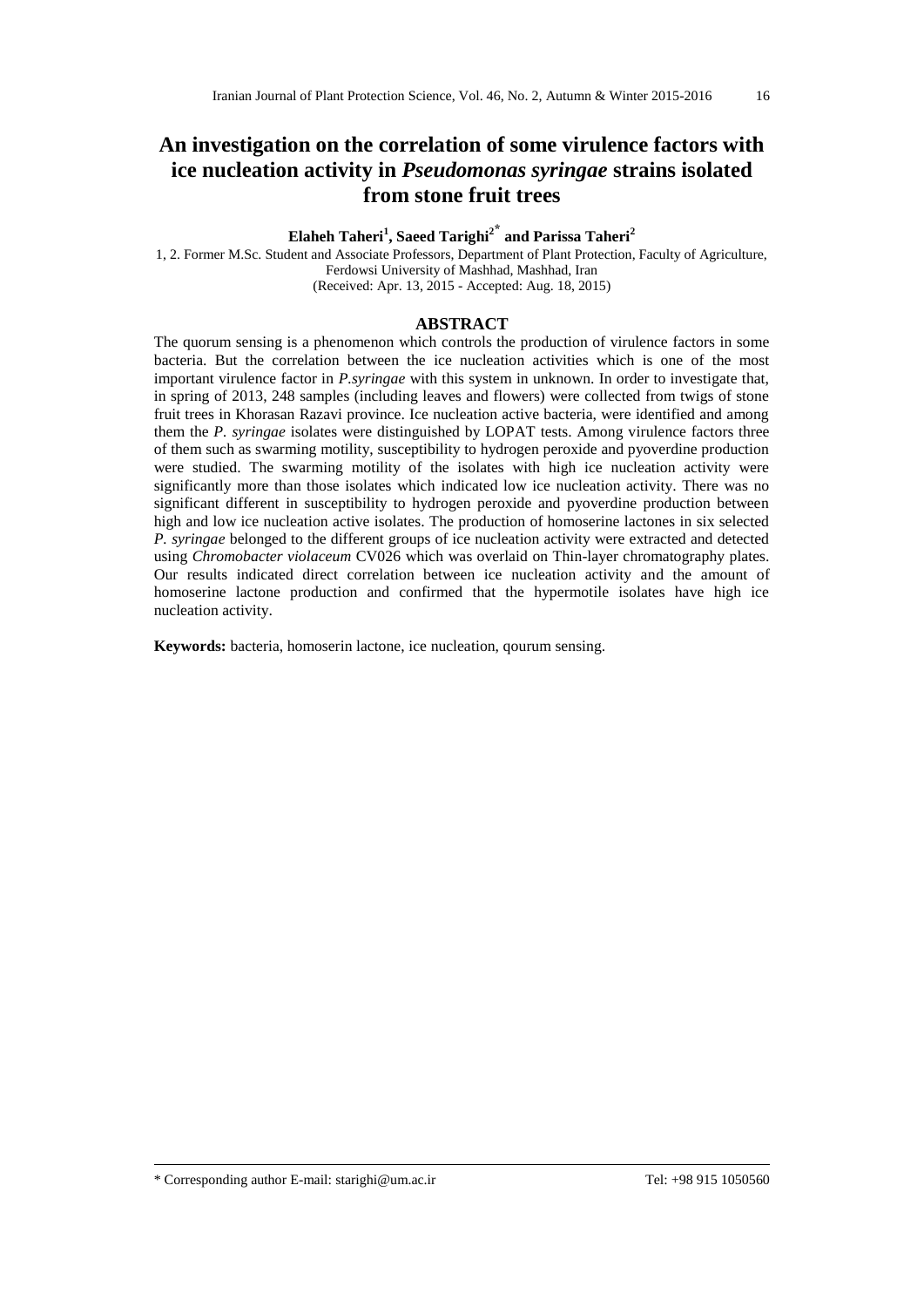# An investigation on the correlation of some virulence factors with ice nucleation activity in *Pseudomonas syringae* strains isolated from stone fruit trees

**Elaheh Taheri[1], Saeed Tarighi[2*] and Parissa Taheri[2]**

1, 2. Former M.Sc. Student and Associate Professors, Department of Plant Protection, Faculty of Agriculture, Ferdowsi University of Mashhad, Mashhad, Iran

(Received: Apr. 13, 2015 - Accepted: Aug. 18, 2015)

## ABSTRACT

The quorum sensing is a phenomenon which controls the production of virulence factors in some bacteria. But the correlation between the ice nucleation activities which is one of the most important virulence factor in *P.syringae* with this system in unknown. In order to investigate that, in spring of 2013, 248 samples (including leaves and flowers) were collected from twigs of stone fruit trees in Khorasan Razavi province. Ice nucleation active bacteria, were identified and among them the *P. syringae* isolates were distinguished by LOPAT tests. Among virulence factors three of them such as swarming motility, susceptibility to hydrogen peroxide and pyoverdine production were studied. The swarming motility of the isolates with high ice nucleation activity were significantly more than those isolates which indicated low ice nucleation activity. There was no significant different in susceptibility to hydrogen peroxide and pyoverdine production between high and low ice nucleation active isolates. The production of homoserine lactones in six selected *P. syringae* belonged to the different groups of ice nucleation activity were extracted and detected using *Chromobacter violaceum* CV026 which was overlaid on Thin-layer chromatography plates. Our results indicated direct correlation between ice nucleation activity and the amount of homoserine lactone production and confirmed that the hypermotile isolates have high ice nucleation activity.

**Keywords:** bacteria, homoserin lactone, ice nucleation, qourum sensing.

---

\* Corresponding author E-mail: starighi@um.ac.ir Tel: +98 915 1050560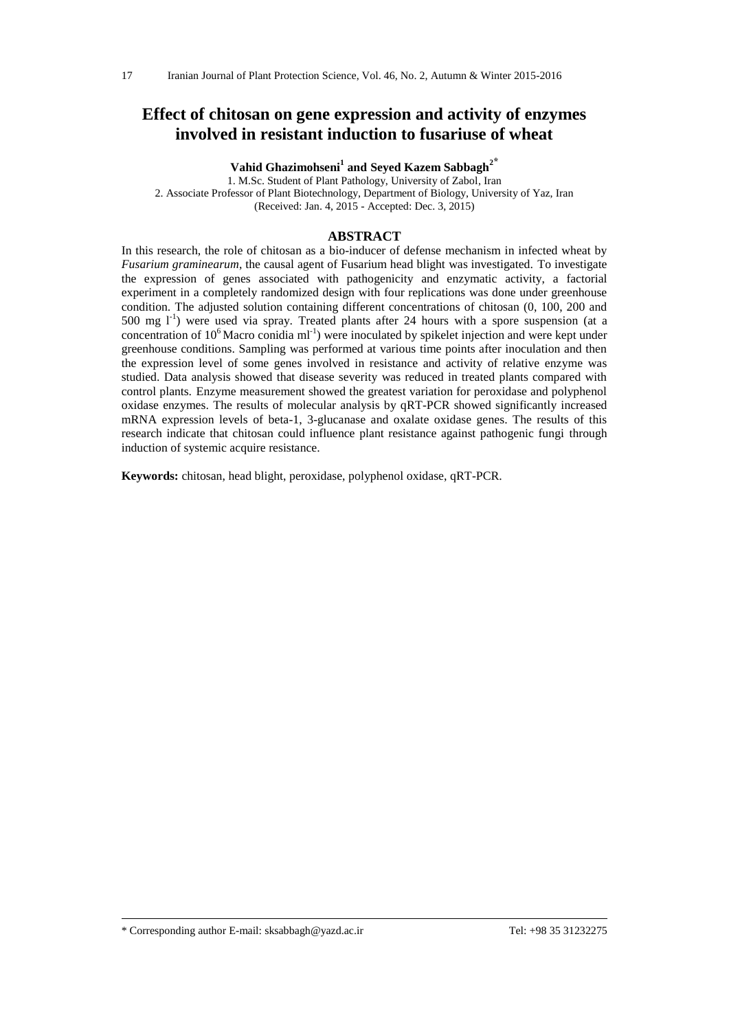# Effect of chitosan on gene expression and activity of enzymes involved in resistant induction to fusariuse of wheat

**Vahid Ghazimohseni[1] and Seyed Kazem Sabbagh[2*]**

1. M.Sc. Student of Plant Pathology, University of Zabol, Iran
2. Associate Professor of Plant Biotechnology, Department of Biology, University of Yaz, Iran
(Received: Jan. 4, 2015 - Accepted: Dec. 3, 2015)

## ABSTRACT

In this research, the role of chitosan as a bio-inducer of defense mechanism in infected wheat by *Fusarium graminearum*, the causal agent of Fusarium head blight was investigated. To investigate the expression of genes associated with pathogenicity and enzymatic activity, a factorial experiment in a completely randomized design with four replications was done under greenhouse condition. The adjusted solution containing different concentrations of chitosan (0, 100, 200 and 500 mg $l^{-1}$) were used via spray. Treated plants after 24 hours with a spore suspension (at a concentration of $10^6$ Macro conidia $ml^{-1}$) were inoculated by spikelet injection and were kept under greenhouse conditions. Sampling was performed at various time points after inoculation and then the expression level of some genes involved in resistance and activity of relative enzyme was studied. Data analysis showed that disease severity was reduced in treated plants compared with control plants. Enzyme measurement showed the greatest variation for peroxidase and polyphenol oxidase enzymes. The results of molecular analysis by qRT-PCR showed significantly increased mRNA expression levels of beta-1, 3-glucanase and oxalate oxidase genes. The results of this research indicate that chitosan could influence plant resistance against pathogenic fungi through induction of systemic acquire resistance.

**Keywords:** chitosan, head blight, peroxidase, polyphenol oxidase, qRT-PCR.

---

\* Corresponding author E-mail: sksabbagh@yazd.ac.ir    Tel: +98 35 31232275